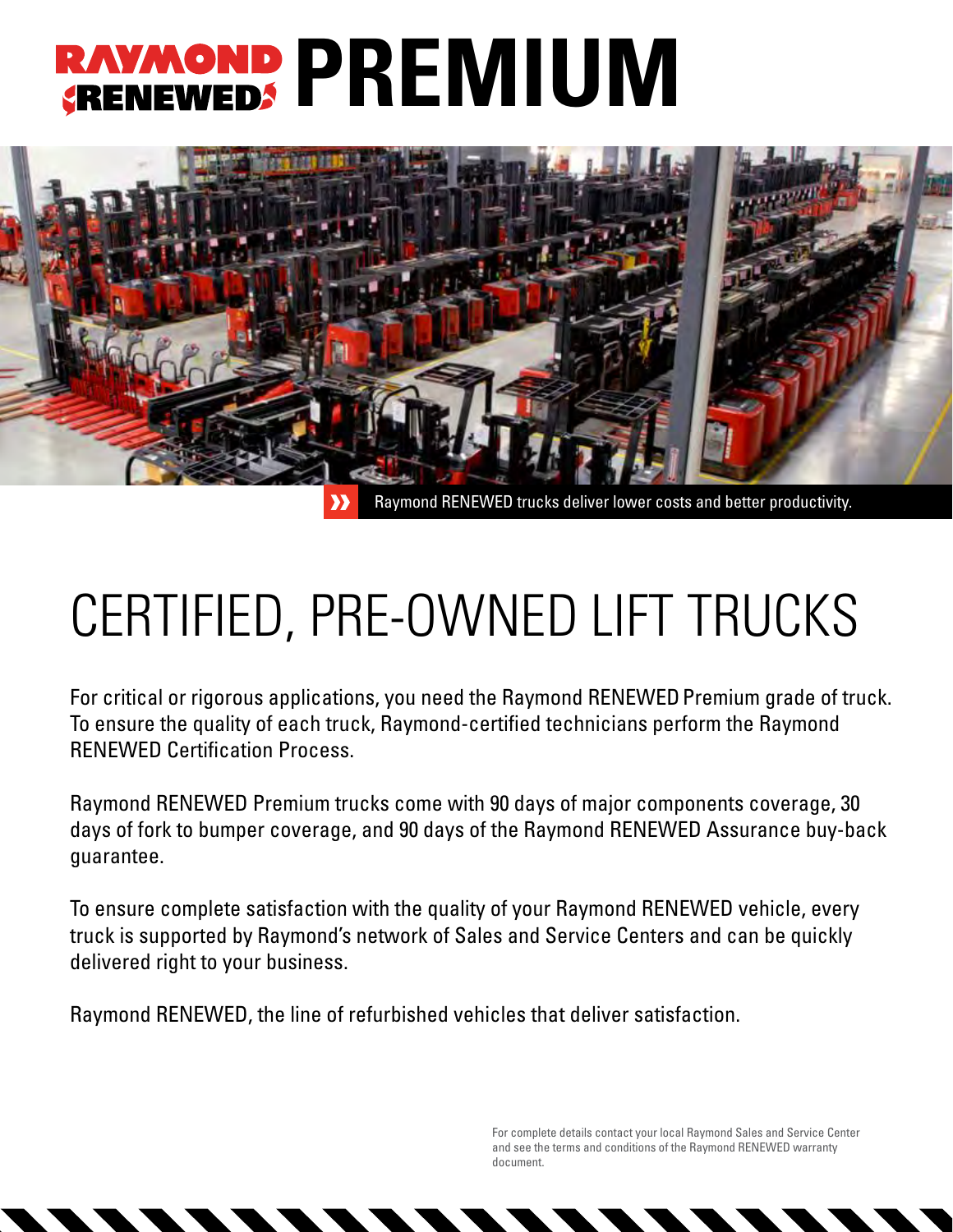# RAYMOND RENEWED PREMIUM

Raymond RENEWED trucks deliver lower costs and better productivity.

## CERTIFIED, PRE-OWNED LIFT TRUCKS

For critical or rigorous applications, you need the Raymond RENEWED Premium grade of truck. To ensure the quality of each truck, Raymond-certified technicians perform the Raymond RENEWED Certification Process.

Raymond RENEWED Premium trucks come with 90 days of major components coverage, 30 days of fork to bumper coverage, and 90 days of the Raymond RENEWED Assurance buy-back guarantee.

To ensure complete satisfaction with the quality of your Raymond RENEWED vehicle, every truck is supported by Raymond's network of Sales and Service Centers and can be quickly delivered right to your business.

Raymond RENEWED, the line of refurbished vehicles that deliver satisfaction.

For complete details contact your local Raymond Sales and Service Center and see the terms and conditions of the Raymond RENEWED warranty document.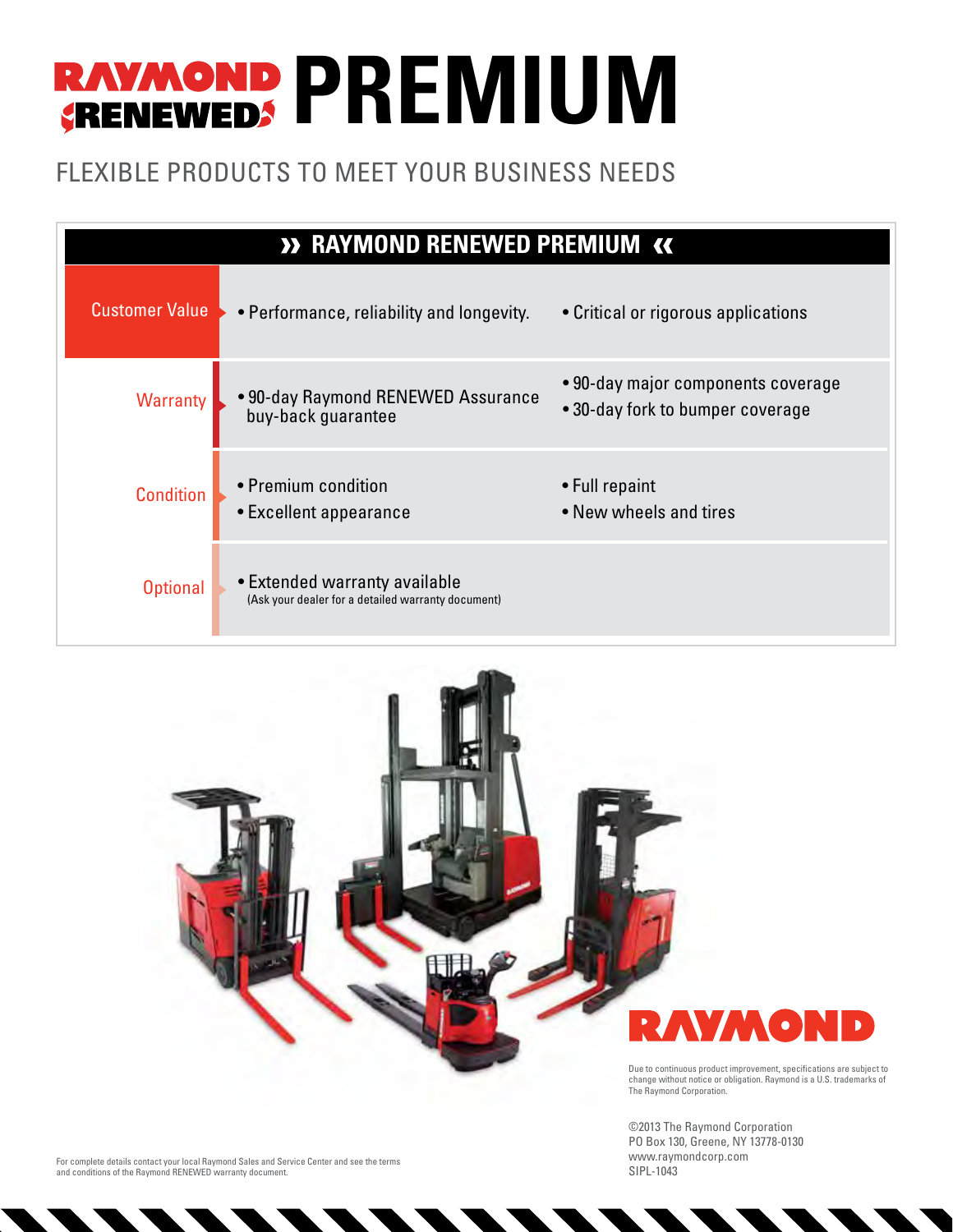# RAYMOND RENEWED PREMIUM

## FLEXIBLE PRODUCTS TO MEET YOUR BUSINESS NEEDS

| » RAYMOND RENEWED PREMIUM « | | |
|---|---|---|
| Customer Value | • Performance, reliability and longevity. | • Critical or rigorous applications |
| Warranty | • 90-day Raymond RENEWED Assurance buy-back guarantee | • 90-day major components coverage<br>• 30-day fork to bumper coverage |
| Condition | • Premium condition<br>• Excellent appearance | • Full repaint<br>• New wheels and tires |
| Optional | • Extended warranty available<br>(Ask your dealer for a detailed warranty document) | |

RAYMOND

Due to continuous product improvement, specifications are subject to change without notice or obligation. Raymond is a U.S. trademarks of The Raymond Corporation.

©2013 The Raymond Corporation
PO Box 130, Greene, NY 13778-0130
www.raymondcorp.com
SIPL-1043

For complete details contact your local Raymond Sales and Service Center and see the terms and conditions of the Raymond RENEWED warranty document.